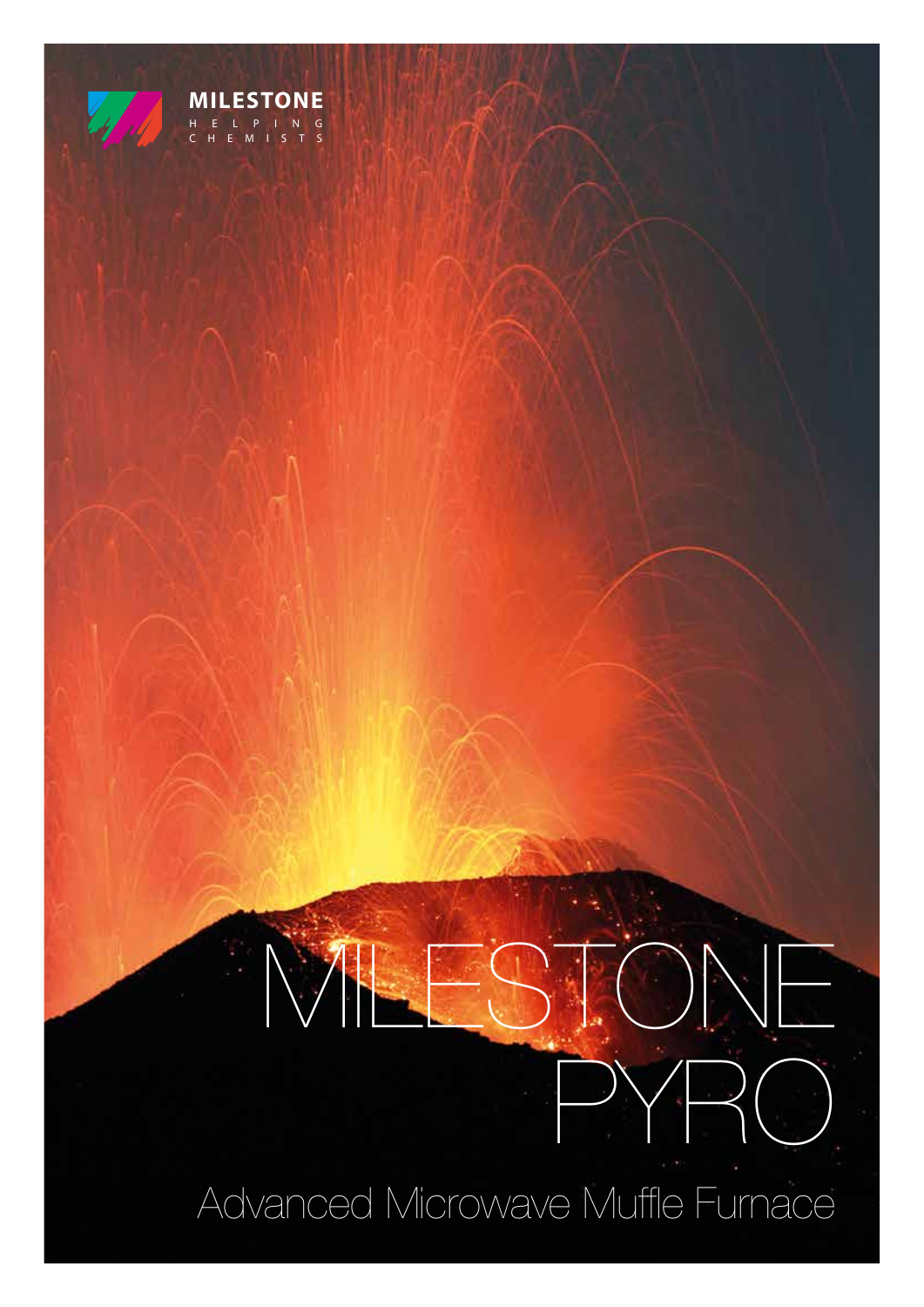MILESTONE

HELPING CHEMISTS

# MILESTONE PYRO

## Advanced Microwave Muffle Furnace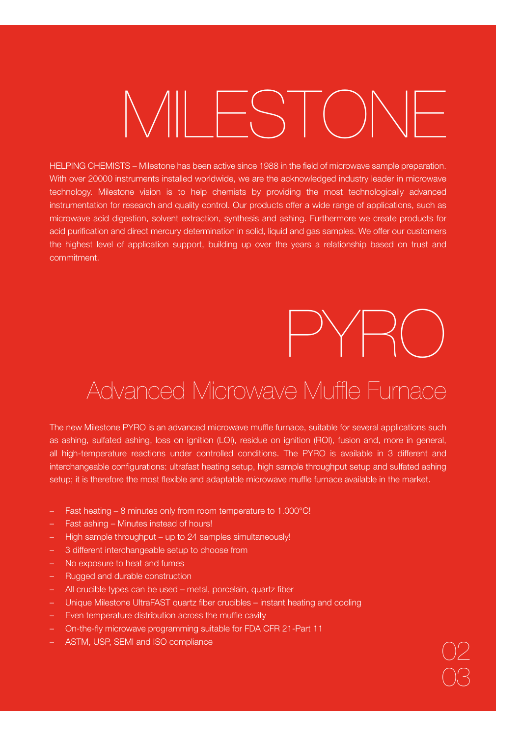# MILESTONE

HELPING CHEMISTS – Milestone has been active since 1988 in the field of microwave sample preparation. With over 20000 instruments installed worldwide, we are the acknowledged industry leader in microwave technology. Milestone vision is to help chemists by providing the most technologically advanced instrumentation for research and quality control. Our products offer a wide range of applications, such as microwave acid digestion, solvent extraction, synthesis and ashing. Furthermore we create products for acid purification and direct mercury determination in solid, liquid and gas samples. We offer our customers the highest level of application support, building up over the years a relationship based on trust and commitment.

# PYRO

## Advanced Microwave Muffle Furnace

The new Milestone PYRO is an advanced microwave muffle furnace, suitable for several applications such as ashing, sulfated ashing, loss on ignition (LOI), residue on ignition (ROI), fusion and, more in general, all high-temperature reactions under controlled conditions. The PYRO is available in 3 different and interchangeable configurations: ultrafast heating setup, high sample throughput setup and sulfated ashing setup; it is therefore the most flexible and adaptable microwave muffle furnace available in the market.

- Fast heating – 8 minutes only from room temperature to 1.000°C!
- Fast ashing – Minutes instead of hours!
- High sample throughput – up to 24 samples simultaneously!
- 3 different interchangeable setup to choose from
- No exposure to heat and fumes
- Rugged and durable construction
- All crucible types can be used – metal, porcelain, quartz fiber
- Unique Milestone UltraFAST quartz fiber crucibles – instant heating and cooling
- Even temperature distribution across the muffle cavity
- On-the-fly microwave programming suitable for FDA CFR 21-Part 11
- ASTM, USP, SEMI and ISO compliance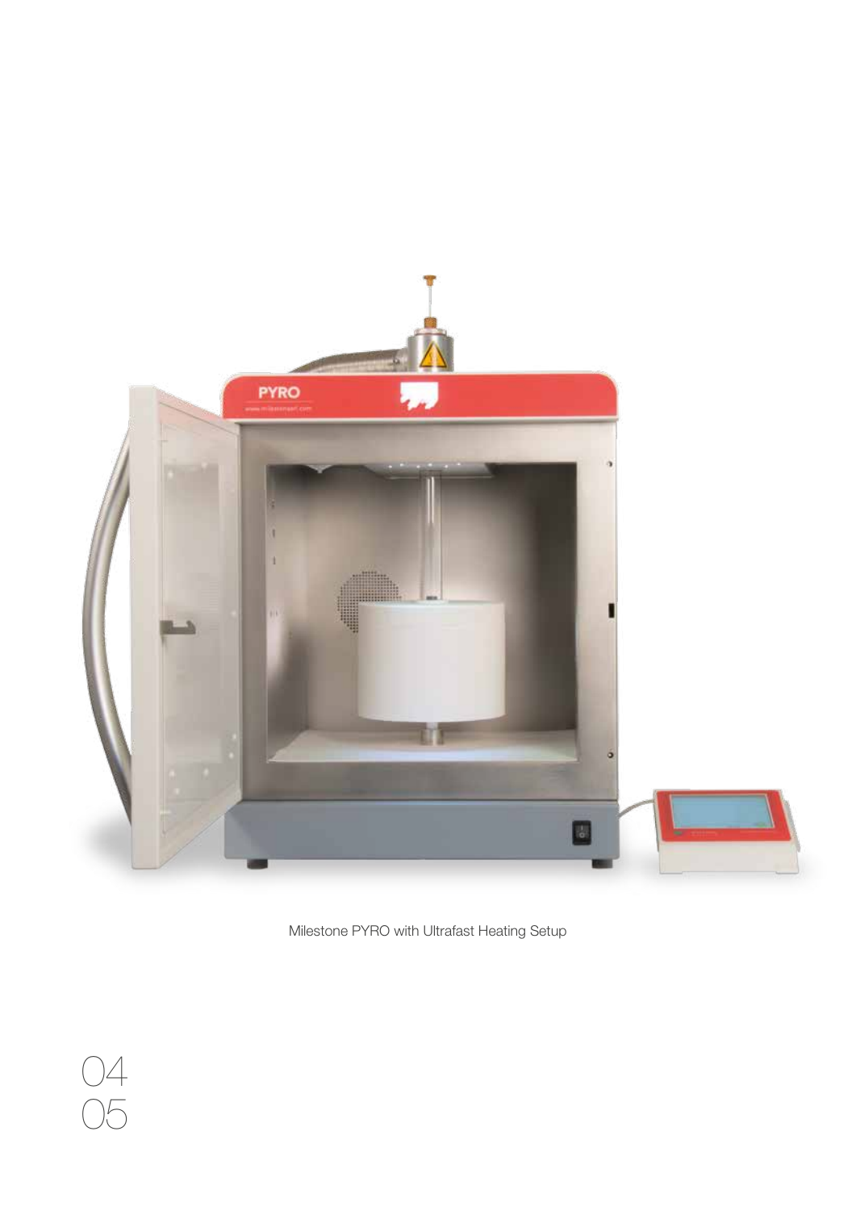Milestone PYRO with Ultrafast Heating Setup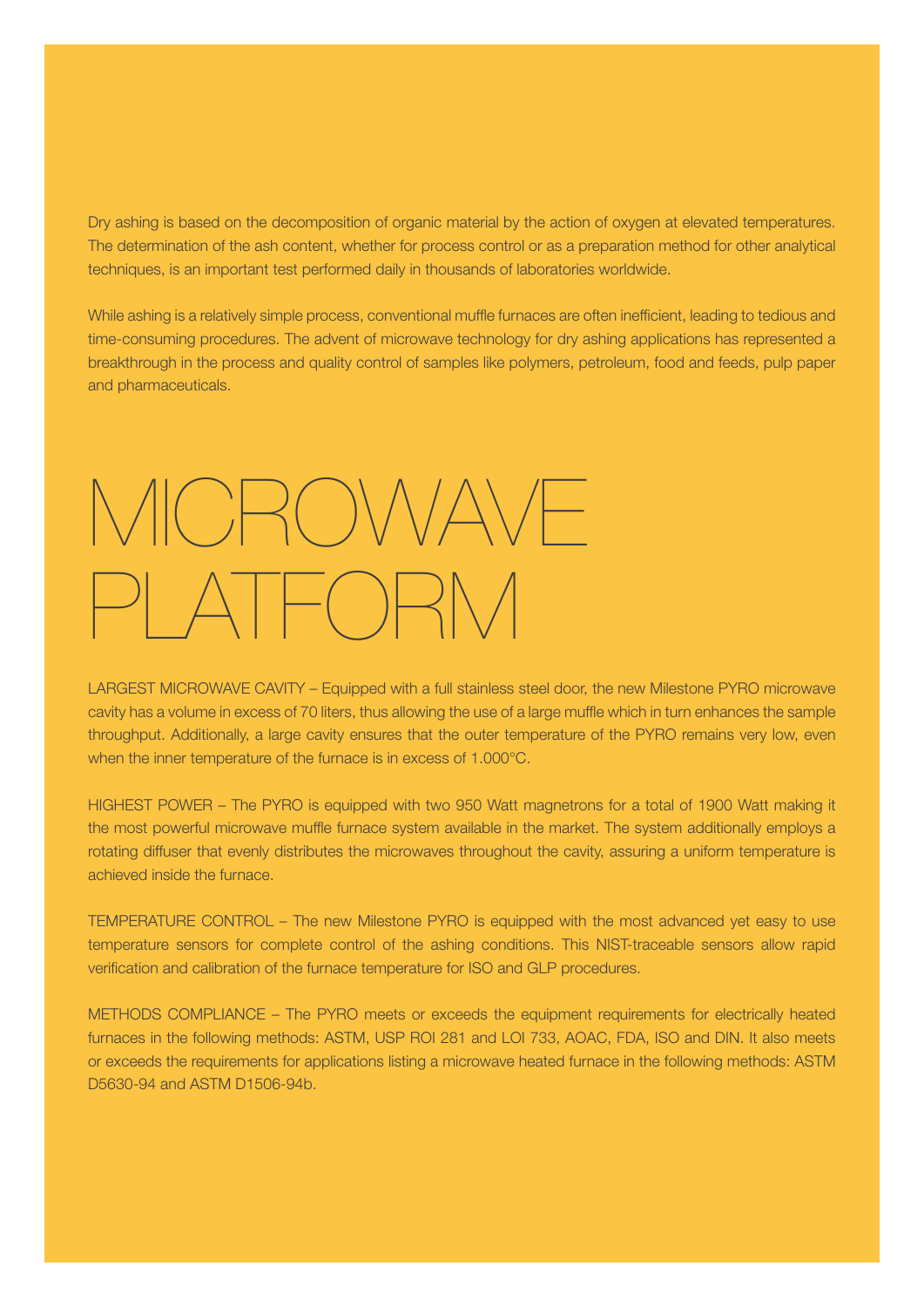Dry ashing is based on the decomposition of organic material by the action of oxygen at elevated temperatures. The determination of the ash content, whether for process control or as a preparation method for other analytical techniques, is an important test performed daily in thousands of laboratories worldwide.

While ashing is a relatively simple process, conventional muffle furnaces are often inefficient, leading to tedious and time-consuming procedures. The advent of microwave technology for dry ashing applications has represented a breakthrough in the process and quality control of samples like polymers, petroleum, food and feeds, pulp paper and pharmaceuticals.

# MICROWAVE PLATFORM

LARGEST MICROWAVE CAVITY – Equipped with a full stainless steel door, the new Milestone PYRO microwave cavity has a volume in excess of 70 liters, thus allowing the use of a large muffle which in turn enhances the sample throughput. Additionally, a large cavity ensures that the outer temperature of the PYRO remains very low, even when the inner temperature of the furnace is in excess of 1.000°C.

HIGHEST POWER – The PYRO is equipped with two 950 Watt magnetrons for a total of 1900 Watt making it the most powerful microwave muffle furnace system available in the market. The system additionally employs a rotating diffuser that evenly distributes the microwaves throughout the cavity, assuring a uniform temperature is achieved inside the furnace.

TEMPERATURE CONTROL – The new Milestone PYRO is equipped with the most advanced yet easy to use temperature sensors for complete control of the ashing conditions. This NIST-traceable sensors allow rapid verification and calibration of the furnace temperature for ISO and GLP procedures.

METHODS COMPLIANCE – The PYRO meets or exceeds the equipment requirements for electrically heated furnaces in the following methods: ASTM, USP ROI 281 and LOI 733, AOAC, FDA, ISO and DIN. It also meets or exceeds the requirements for applications listing a microwave heated furnace in the following methods: ASTM D5630-94 and ASTM D1506-94b.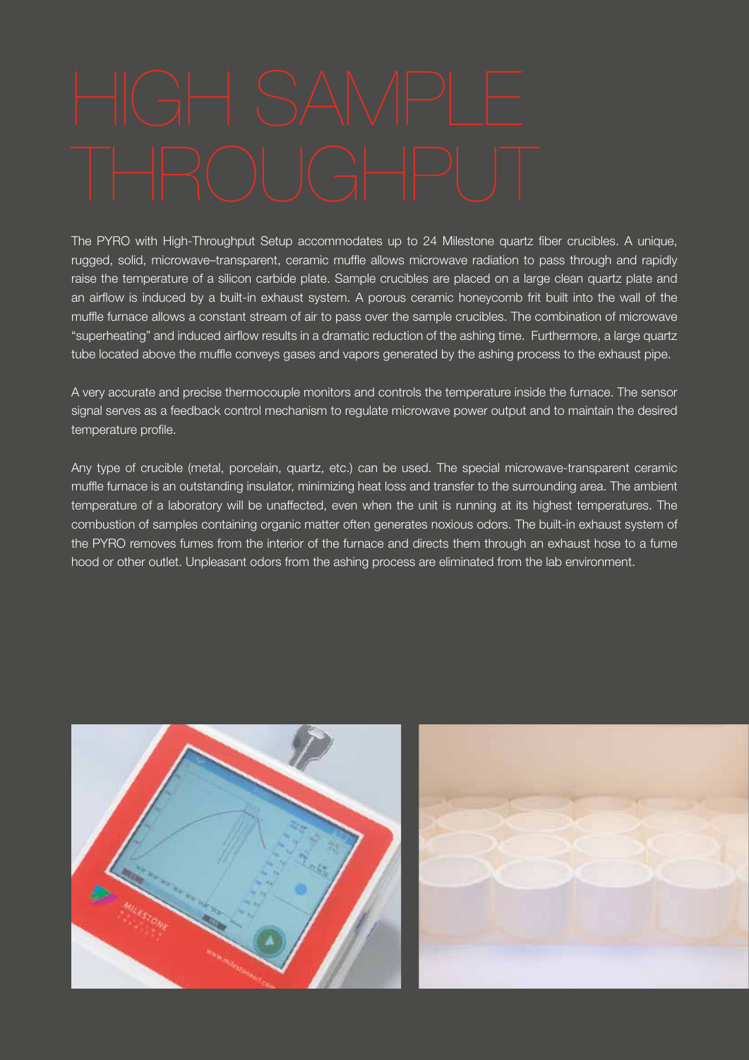# HIGH SAMPLE THROUGHPUT

The PYRO with High-Throughput Setup accommodates up to 24 Milestone quartz fiber crucibles. A unique, rugged, solid, microwave–transparent, ceramic muffle allows microwave radiation to pass through and rapidly raise the temperature of a silicon carbide plate. Sample crucibles are placed on a large clean quartz plate and an airflow is induced by a built-in exhaust system. A porous ceramic honeycomb frit built into the wall of the muffle furnace allows a constant stream of air to pass over the sample crucibles. The combination of microwave "superheating" and induced airflow results in a dramatic reduction of the ashing time. Furthermore, a large quartz tube located above the muffle conveys gases and vapors generated by the ashing process to the exhaust pipe.

A very accurate and precise thermocouple monitors and controls the temperature inside the furnace. The sensor signal serves as a feedback control mechanism to regulate microwave power output and to maintain the desired temperature profile.

Any type of crucible (metal, porcelain, quartz, etc.) can be used. The special microwave-transparent ceramic muffle furnace is an outstanding insulator, minimizing heat loss and transfer to the surrounding area. The ambient temperature of a laboratory will be unaffected, even when the unit is running at its highest temperatures. The combustion of samples containing organic matter often generates noxious odors. The built-in exhaust system of the PYRO removes fumes from the interior of the furnace and directs them through an exhaust hose to a fume hood or other outlet. Unpleasant odors from the ashing process are eliminated from the lab environment.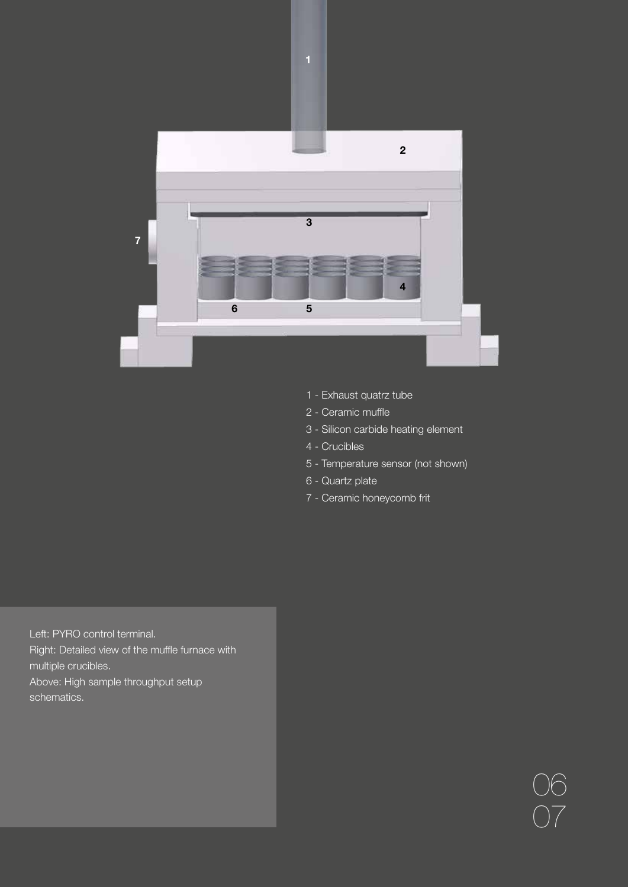1 - Exhaust quatrz tube
2 - Ceramic muffle
3 - Silicon carbide heating element
4 - Crucibles
5 - Temperature sensor (not shown)
6 - Quartz plate
7 - Ceramic honeycomb frit

Left: PYRO control terminal.
Right: Detailed view of the muffle furnace with multiple crucibles.
Above: High sample throughput setup schematics.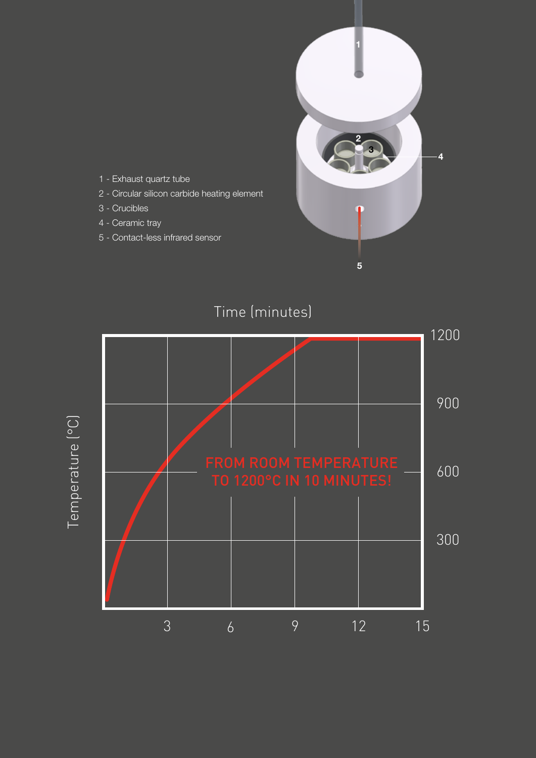1 - Exhaust quartz tube
2 - Circular silicon carbide heating element
3 - Crucibles
4 - Ceramic tray
5 - Contact-less infrared sensor

Time (minutes)

Temperature (°C)

1200
900
600
300

3 6 9 12 15

FROM ROOM TEMPERATURE TO 1200°C IN 10 MINUTES!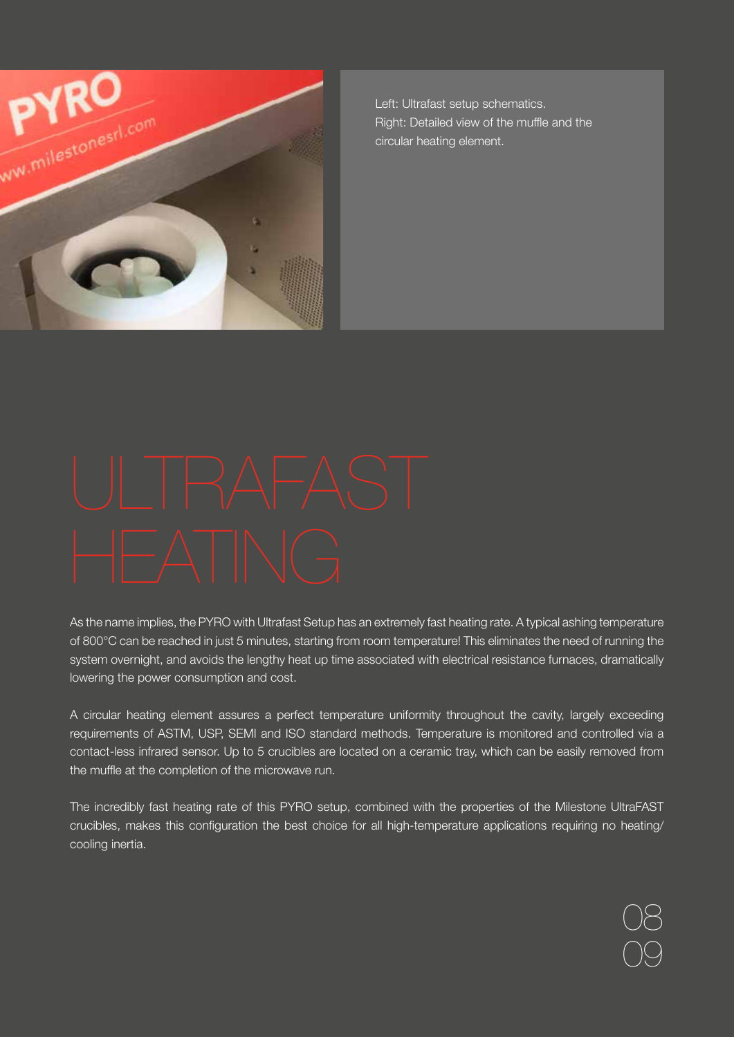Left: Ultrafast setup schematics.
Right: Detailed view of the muffle and the circular heating element.

# ULTRAFAST HEATING

As the name implies, the PYRO with Ultrafast Setup has an extremely fast heating rate. A typical ashing temperature of 800°C can be reached in just 5 minutes, starting from room temperature! This eliminates the need of running the system overnight, and avoids the lengthy heat up time associated with electrical resistance furnaces, dramatically lowering the power consumption and cost.

A circular heating element assures a perfect temperature uniformity throughout the cavity, largely exceeding requirements of ASTM, USP, SEMI and ISO standard methods. Temperature is monitored and controlled via a contact-less infrared sensor. Up to 5 crucibles are located on a ceramic tray, which can be easily removed from the muffle at the completion of the microwave run.

The incredibly fast heating rate of this PYRO setup, combined with the properties of the Milestone UltraFAST crucibles, makes this configuration the best choice for all high-temperature applications requiring no heating/cooling inertia.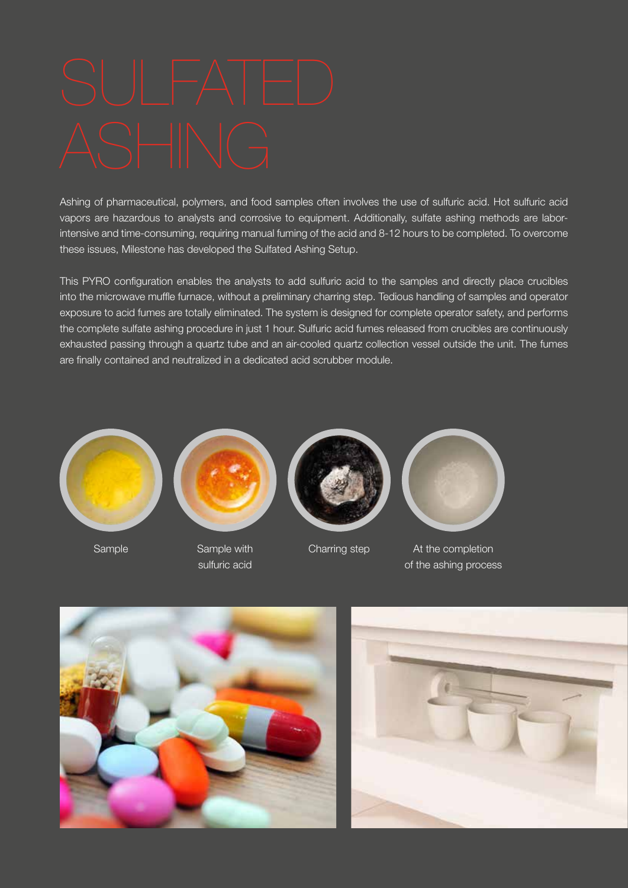# SULFATED ASHING

Ashing of pharmaceutical, polymers, and food samples often involves the use of sulfuric acid. Hot sulfuric acid vapors are hazardous to analysts and corrosive to equipment. Additionally, sulfate ashing methods are labor-intensive and time-consuming, requiring manual fuming of the acid and 8-12 hours to be completed. To overcome these issues, Milestone has developed the Sulfated Ashing Setup.

This PYRO configuration enables the analysts to add sulfuric acid to the samples and directly place crucibles into the microwave muffle furnace, without a preliminary charring step. Tedious handling of samples and operator exposure to acid fumes are totally eliminated. The system is designed for complete operator safety, and performs the complete sulfate ashing procedure in just 1 hour. Sulfuric acid fumes released from crucibles are continuously exhausted passing through a quartz tube and an air-cooled quartz collection vessel outside the unit. The fumes are finally contained and neutralized in a dedicated acid scrubber module.

Sample

Sample with sulfuric acid

Charring step

At the completion of the ashing process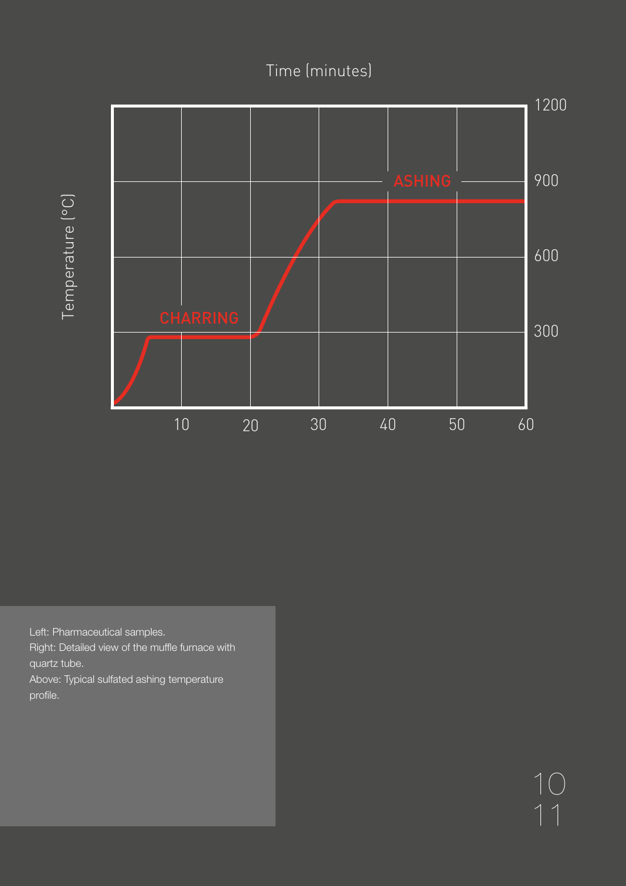Time (minutes)

Temperature (°C)

CHARRING

ASHING

1200

900

600

300

10 20 30 40 50 60

Left: Pharmaceutical samples.
Right: Detailed view of the muffle furnace with quartz tube.
Above: Typical sulfated ashing temperature profile.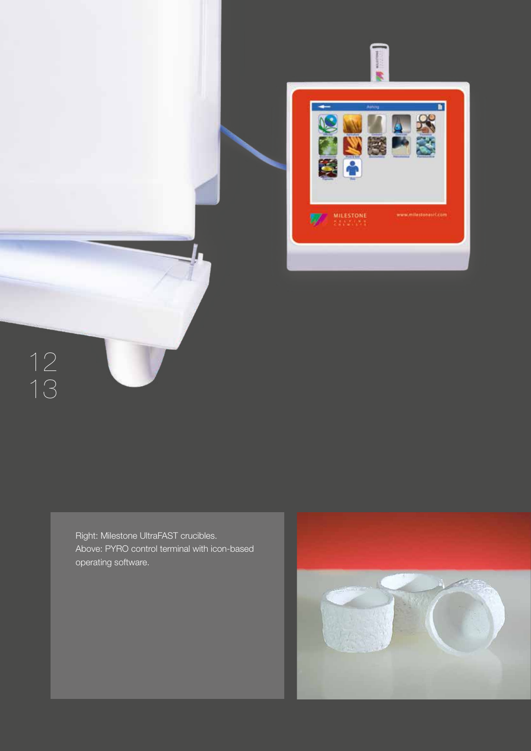Right: Milestone UltraFAST crucibles.
Above: PYRO control terminal with icon-based operating software.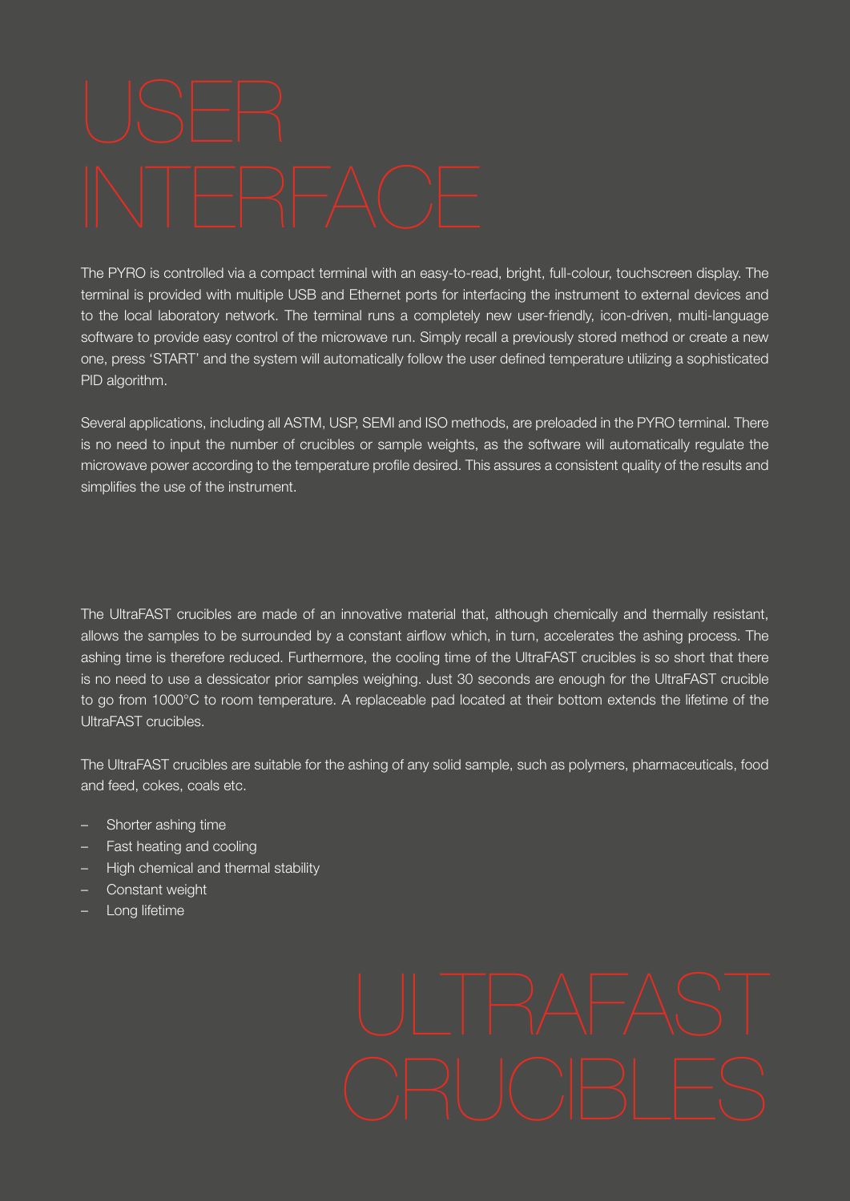# USER INTERFACE

The PYRO is controlled via a compact terminal with an easy-to-read, bright, full-colour, touchscreen display. The terminal is provided with multiple USB and Ethernet ports for interfacing the instrument to external devices and to the local laboratory network. The terminal runs a completely new user-friendly, icon-driven, multi-language software to provide easy control of the microwave run. Simply recall a previously stored method or create a new one, press 'START' and the system will automatically follow the user defined temperature utilizing a sophisticated PID algorithm.

Several applications, including all ASTM, USP, SEMI and ISO methods, are preloaded in the PYRO terminal. There is no need to input the number of crucibles or sample weights, as the software will automatically regulate the microwave power according to the temperature profile desired. This assures a consistent quality of the results and simplifies the use of the instrument.

# ULTRAFAST CRUCIBLES

The UltraFAST crucibles are made of an innovative material that, although chemically and thermally resistant, allows the samples to be surrounded by a constant airflow which, in turn, accelerates the ashing process. The ashing time is therefore reduced. Furthermore, the cooling time of the UltraFAST crucibles is so short that there is no need to use a dessicator prior samples weighing. Just 30 seconds are enough for the UltraFAST crucible to go from 1000°C to room temperature. A replaceable pad located at their bottom extends the lifetime of the UltraFAST crucibles.

The UltraFAST crucibles are suitable for the ashing of any solid sample, such as polymers, pharmaceuticals, food and feed, cokes, coals etc.

- Shorter ashing time
- Fast heating and cooling
- High chemical and thermal stability
- Constant weight
- Long lifetime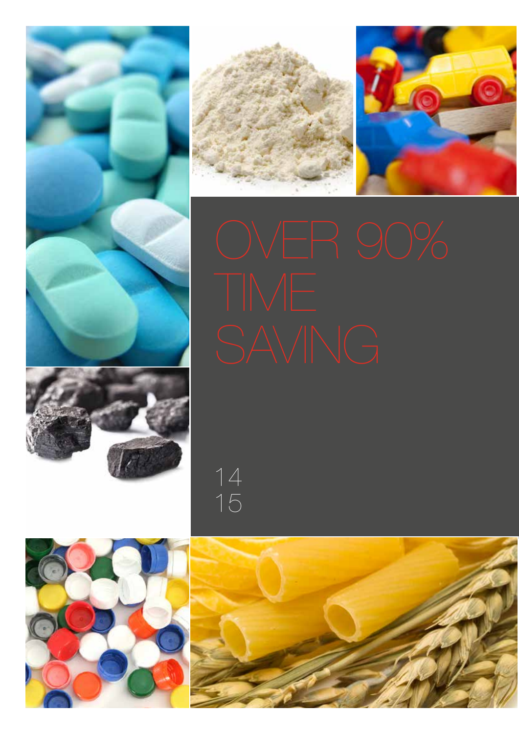# OVER 90% TIME SAVING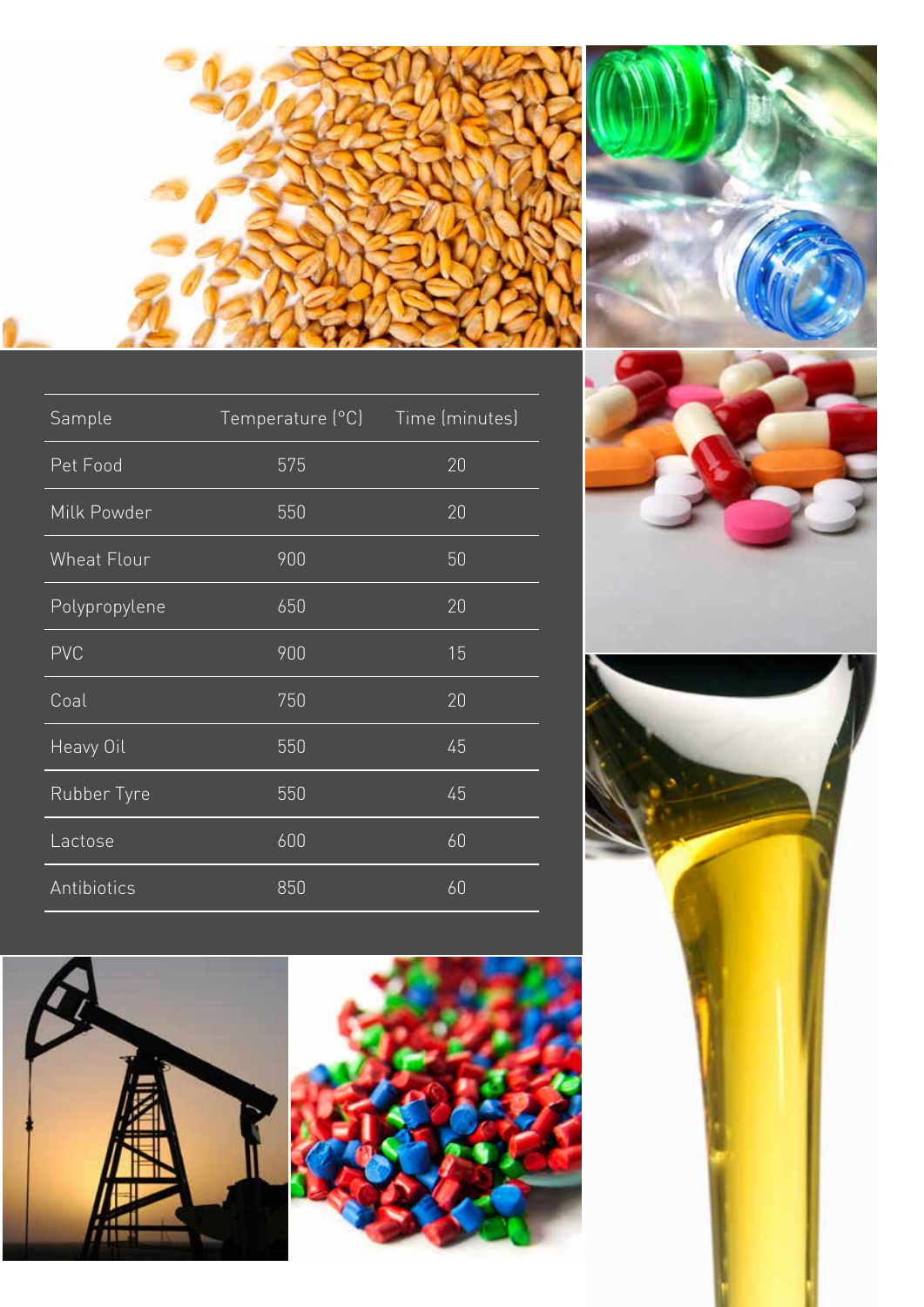| Sample | Temperature (°C) | Time (minutes) |
| --- | --- | --- |
| Pet Food | 575 | 20 |
| Milk Powder | 550 | 20 |
| Wheat Flour | 900 | 50 |
| Polypropylene | 650 | 20 |
| PVC | 900 | 15 |
| Coal | 750 | 20 |
| Heavy Oil | 550 | 45 |
| Rubber Tyre | 550 | 45 |
| Lactose | 600 | 60 |
| Antibiotics | 850 | 60 |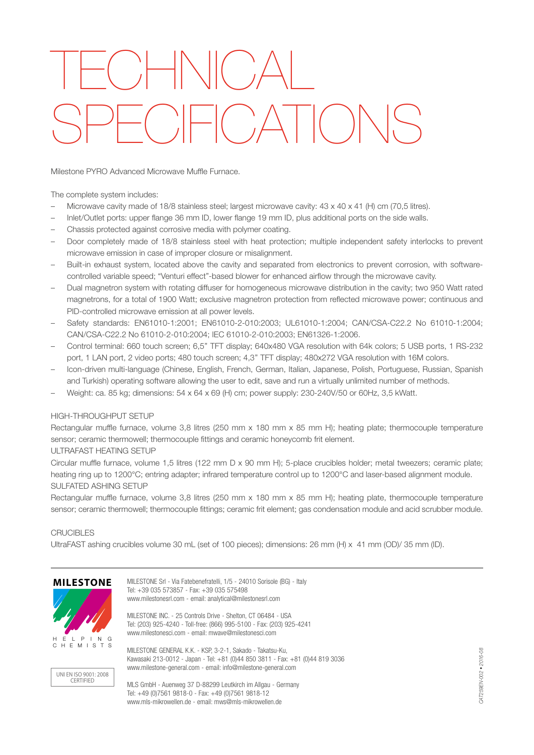# TECHNICAL SPECIFICATIONS

Milestone PYRO Advanced Microwave Muffle Furnace.

The complete system includes:

- Microwave cavity made of 18/8 stainless steel; largest microwave cavity: 43 x 40 x 41 (H) cm (70,5 litres).
- Inlet/Outlet ports: upper flange 36 mm ID, lower flange 19 mm ID, plus additional ports on the side walls.
- Chassis protected against corrosive media with polymer coating.
- Door completely made of 18/8 stainless steel with heat protection; multiple independent safety interlocks to prevent microwave emission in case of improper closure or misalignment.
- Built-in exhaust system, located above the cavity and separated from electronics to prevent corrosion, with software-controlled variable speed; "Venturi effect"-based blower for enhanced airflow through the microwave cavity.
- Dual magnetron system with rotating diffuser for homogeneous microwave distribution in the cavity; two 950 Watt rated magnetrons, for a total of 1900 Watt; exclusive magnetron protection from reflected microwave power; continuous and PID-controlled microwave emission at all power levels.
- Safety standards: EN61010-1:2001; EN61010-2-010:2003; UL61010-1:2004; CAN/CSA-C22.2 No 61010-1:2004; CAN/CSA-C22.2 No 61010-2-010:2004; IEC 61010-2-010:2003; EN61326-1:2006.
- Control terminal: 660 touch screen; 6,5" TFT display; 640x480 VGA resolution with 64k colors; 5 USB ports, 1 RS-232 port, 1 LAN port, 2 video ports; 480 touch screen; 4,3" TFT display; 480x272 VGA resolution with 16M colors.
- Icon-driven multi-language (Chinese, English, French, German, Italian, Japanese, Polish, Portuguese, Russian, Spanish and Turkish) operating software allowing the user to edit, save and run a virtually unlimited number of methods.
- Weight: ca. 85 kg; dimensions: 54 x 64 x 69 (H) cm; power supply: 230-240V/50 or 60Hz, 3,5 kWatt.

HIGH-THROUGHPUT SETUP

Rectangular muffle furnace, volume 3,8 litres (250 mm x 180 mm x 85 mm H); heating plate; thermocouple temperature sensor; ceramic thermowell; thermocouple fittings and ceramic honeycomb frit element.

ULTRAFAST HEATING SETUP

Circular muffle furnace, volume 1,5 litres (122 mm D x 90 mm H); 5-place crucibles holder; metal tweezers; ceramic plate; heating ring up to 1200°C; entring adapter; infrared temperature control up to 1200°C and laser-based alignment module.

SULFATED ASHING SETUP

Rectangular muffle furnace, volume 3,8 litres (250 mm x 180 mm x 85 mm H); heating plate, thermocouple temperature sensor; ceramic thermowell; thermocouple fittings; ceramic frit element; gas condensation module and acid scrubber module.

CRUCIBLES

UltraFAST ashing crucibles volume 30 mL (set of 100 pieces); dimensions: 26 mm (H) x 41 mm (OD)/ 35 mm (ID).

MILESTONE

HELPING CHEMISTS

UNI EN ISO 9001: 2008 CERTIFIED

MILESTONE Srl - Via Fatebenefratelli, 1/5 - 24010 Sorisole (BG) - Italy
Tel: +39 035 573857 - Fax: +39 035 575498
www.milestonesrl.com - email: analytical@milestonesrl.com

MILESTONE INC. - 25 Controls Drive - Shelton, CT 06484 - USA
Tel: (203) 925-4240 - Toll-free: (866) 995-5100 - Fax: (203) 925-4241
www.milestonesci.com - email: mwave@milestonesci.com

MILESTONE GENERAL K.K. - KSP, 3-2-1, Sakado - Takatsu-Ku,
Kawasaki 213-0012 - Japan - Tel: +81 (0)44 850 3811 - Fax: +81 (0)44 819 3036
www.milestone-general.com - email: info@milestone-general.com

MLS GmbH - Auenweg 37 D-88299 Leutkirch im Allgau - Germany
Tel: +49 (0)7561 9818-0 - Fax: +49 (0)7561 9818-12
www.mls-mikrowellen.de - email: mws@mls-mikrowellen.de

CAT259EN-002 • 2016-08